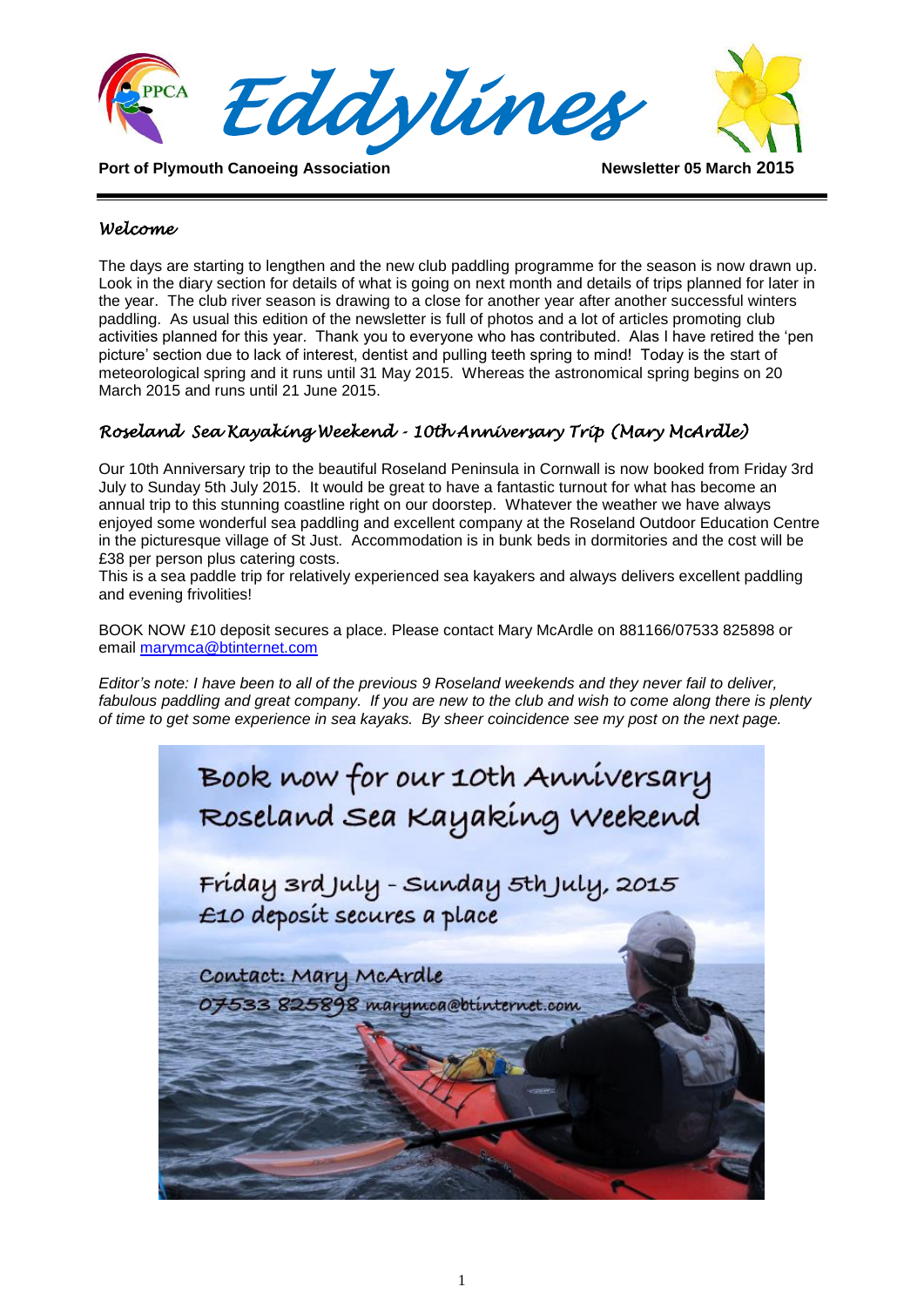# *Eddylines*

**Port of Plymouth Canoeing Association** **Newsletter 05 March 2015**

## *Welcome*

The days are starting to lengthen and the new club paddling programme for the season is now drawn up. Look in the diary section for details of what is going on next month and details of trips planned for later in the year. The club river season is drawing to a close for another year after another successful winters paddling. As usual this edition of the newsletter is full of photos and a lot of articles promoting club activities planned for this year. Thank you to everyone who has contributed. Alas I have retired the 'pen picture' section due to lack of interest, dentist and pulling teeth spring to mind! Today is the start of meteorological spring and it runs until 31 May 2015. Whereas the astronomical spring begins on 20 March 2015 and runs until 21 June 2015.

## *Roseland Sea Kayaking Weekend - 10th Anniversary Trip (Mary McArdle)*

Our 10th Anniversary trip to the beautiful Roseland Peninsula in Cornwall is now booked from Friday 3rd July to Sunday 5th July 2015. It would be great to have a fantastic turnout for what has become an annual trip to this stunning coastline right on our doorstep. Whatever the weather we have always enjoyed some wonderful sea paddling and excellent company at the Roseland Outdoor Education Centre in the picturesque village of St Just. Accommodation is in bunk beds in dormitories and the cost will be £38 per person plus catering costs.

This is a sea paddle trip for relatively experienced sea kayakers and always delivers excellent paddling and evening frivolities!

BOOK NOW £10 deposit secures a place. Please contact Mary McArdle on 881166/07533 825898 or email marymca@btinternet.com

*Editor's note: I have been to all of the previous 9 Roseland weekends and they never fail to deliver, fabulous paddling and great company. If you are new to the club and wish to come along there is plenty of time to get some experience in sea kayaks. By sheer coincidence see my post on the next page.*

Book now for our 10th Anniversary Roseland Sea Kayaking Weekend

Friday 3rd July - Sunday 5th July, 2015
£10 deposit secures a place

Contact: Mary McArdle
07533 825898 marymca@btinternet.com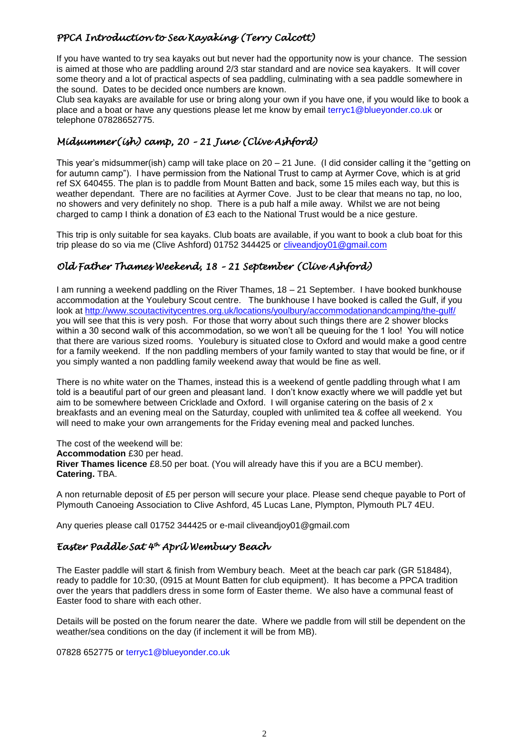## *PPCA Introduction to Sea Kayaking (Terry Calcott)*

If you have wanted to try sea kayaks out but never had the opportunity now is your chance. The session is aimed at those who are paddling around 2/3 star standard and are novice sea kayakers. It will cover some theory and a lot of practical aspects of sea paddling, culminating with a sea paddle somewhere in the sound. Dates to be decided once numbers are known.

Club sea kayaks are available for use or bring along your own if you have one, if you would like to book a place and a boat or have any questions please let me know by email terryc1@blueyonder.co.uk or telephone 07828652775.

## *Midsummer(ish) camp, 20 – 21 June (Clive Ashford)*

This year's midsummer(ish) camp will take place on 20 – 21 June. (I did consider calling it the "getting on for autumn camp"). I have permission from the National Trust to camp at Ayrmer Cove, which is at grid ref SX 640455. The plan is to paddle from Mount Batten and back, some 15 miles each way, but this is weather dependant. There are no facilities at Ayrmer Cove. Just to be clear that means no tap, no loo, no showers and very definitely no shop. There is a pub half a mile away. Whilst we are not being charged to camp I think a donation of £3 each to the National Trust would be a nice gesture.

This trip is only suitable for sea kayaks. Club boats are available, if you want to book a club boat for this trip please do so via me (Clive Ashford) 01752 344425 or cliveandjoy01@gmail.com

## *Old Father Thames Weekend, 18 – 21 September (Clive Ashford)*

I am running a weekend paddling on the River Thames, 18 – 21 September. I have booked bunkhouse accommodation at the Youlebury Scout centre. The bunkhouse I have booked is called the Gulf, if you look at http://www.scoutactivitycentres.org.uk/locations/youlbury/accommodationandcamping/the-gulf/ you will see that this is very posh. For those that worry about such things there are 2 shower blocks within a 30 second walk of this accommodation, so we won't all be queuing for the 1 loo! You will notice that there are various sized rooms. Youlebury is situated close to Oxford and would make a good centre for a family weekend. If the non paddling members of your family wanted to stay that would be fine, or if you simply wanted a non paddling family weekend away that would be fine as well.

There is no white water on the Thames, instead this is a weekend of gentle paddling through what I am told is a beautiful part of our green and pleasant land. I don't know exactly where we will paddle yet but aim to be somewhere between Cricklade and Oxford. I will organise catering on the basis of 2 x breakfasts and an evening meal on the Saturday, coupled with unlimited tea & coffee all weekend. You will need to make your own arrangements for the Friday evening meal and packed lunches.

The cost of the weekend will be:
**Accommodation** £30 per head.
**River Thames licence** £8.50 per boat. (You will already have this if you are a BCU member).
**Catering.** TBA.

A non returnable deposit of £5 per person will secure your place. Please send cheque payable to Port of Plymouth Canoeing Association to Clive Ashford, 45 Lucas Lane, Plympton, Plymouth PL7 4EU.

Any queries please call 01752 344425 or e-mail cliveandjoy01@gmail.com

## *Easter Paddle Sat 4th April Wembury Beach*

The Easter paddle will start & finish from Wembury beach. Meet at the beach car park (GR 518484), ready to paddle for 10:30, (0915 at Mount Batten for club equipment). It has become a PPCA tradition over the years that paddlers dress in some form of Easter theme. We also have a communal feast of Easter food to share with each other.

Details will be posted on the forum nearer the date. Where we paddle from will still be dependent on the weather/sea conditions on the day (if inclement it will be from MB).

07828 652775 or terryc1@blueyonder.co.uk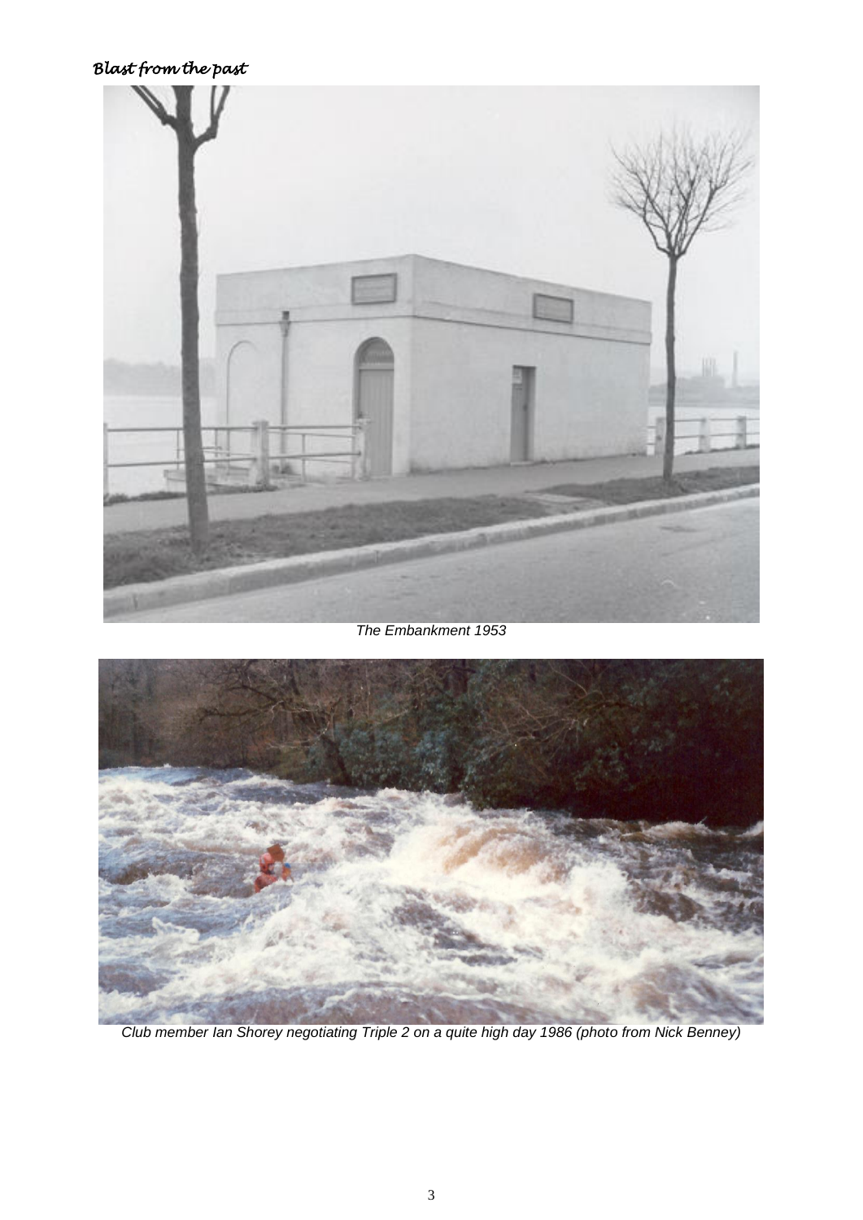*Blast from the past*

*The Embankment 1953*

*Club member Ian Shorey negotiating Triple 2 on a quite high day 1986 (photo from Nick Benney)*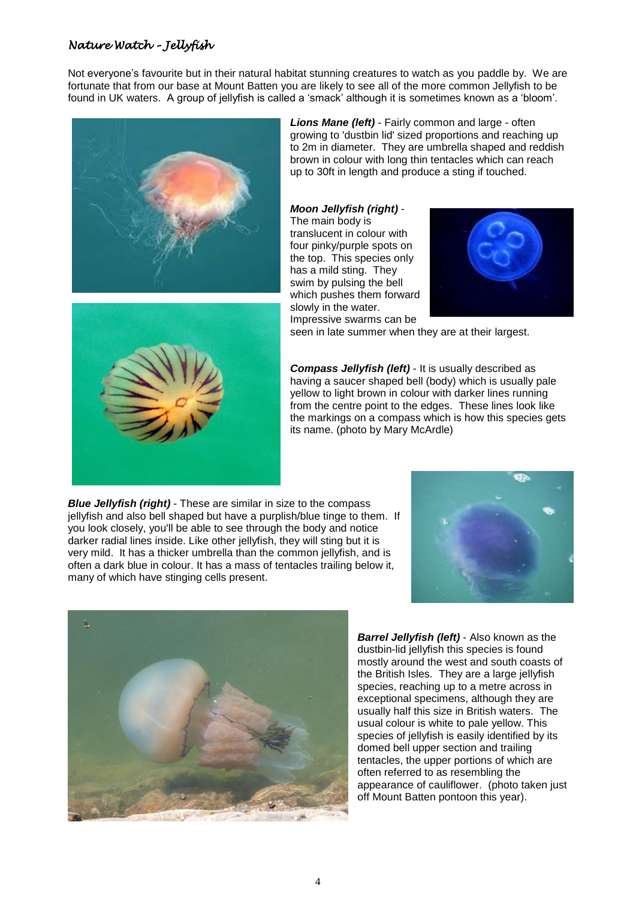## *Nature Watch – Jellyfish*

Not everyone's favourite but in their natural habitat stunning creatures to watch as you paddle by. We are fortunate that from our base at Mount Batten you are likely to see all of the more common Jellyfish to be found in UK waters. A group of jellyfish is called a 'smack' although it is sometimes known as a 'bloom'.

***Lions Mane (left)*** - Fairly common and large - often growing to 'dustbin lid' sized proportions and reaching up to 2m in diameter. They are umbrella shaped and reddish brown in colour with long thin tentacles which can reach up to 30ft in length and produce a sting if touched.

***Moon Jellyfish (right)*** - The main body is translucent in colour with four pinky/purple spots on the top. This species only has a mild sting. They swim by pulsing the bell which pushes them forward slowly in the water. Impressive swarms can be seen in late summer when they are at their largest.

***Compass Jellyfish (left)*** - It is usually described as having a saucer shaped bell (body) which is usually pale yellow to light brown in colour with darker lines running from the centre point to the edges. These lines look like the markings on a compass which is how this species gets its name. (photo by Mary McArdle)

***Blue Jellyfish (right)*** - These are similar in size to the compass jellyfish and also bell shaped but have a purplish/blue tinge to them. If you look closely, you'll be able to see through the body and notice darker radial lines inside. Like other jellyfish, they will sting but it is very mild. It has a thicker umbrella than the common jellyfish, and is often a dark blue in colour. It has a mass of tentacles trailing below it, many of which have stinging cells present.

***Barrel Jellyfish (left)*** - Also known as the dustbin-lid jellyfish this species is found mostly around the west and south coasts of the British Isles. They are a large jellyfish species, reaching up to a metre across in exceptional specimens, although they are usually half this size in British waters. The usual colour is white to pale yellow. This species of jellyfish is easily identified by its domed bell upper section and trailing tentacles, the upper portions of which are often referred to as resembling the appearance of cauliflower. (photo taken just off Mount Batten pontoon this year).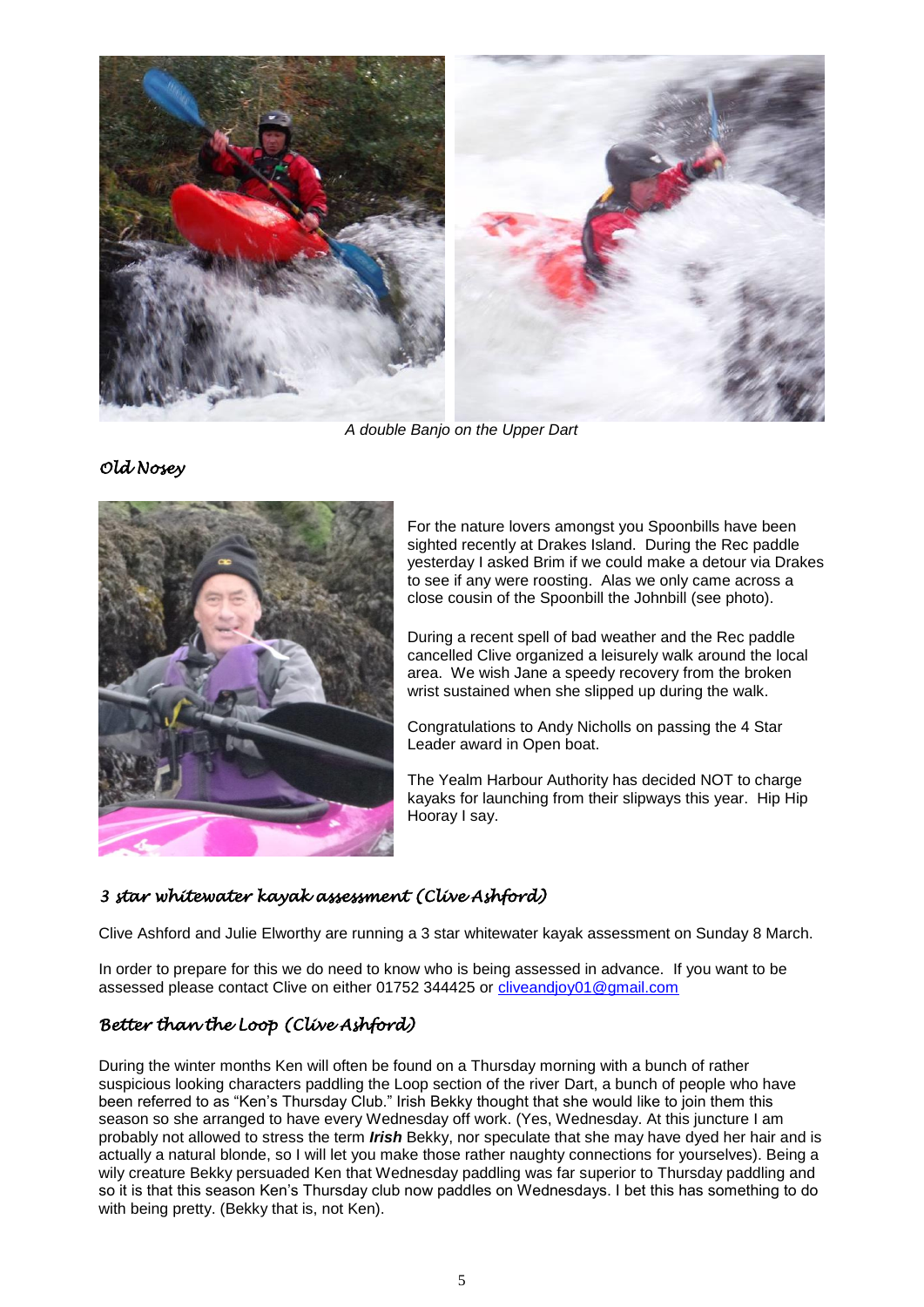*A double Banjo on the Upper Dart*

## *Old Nosey*

For the nature lovers amongst you Spoonbills have been sighted recently at Drakes Island. During the Rec paddle yesterday I asked Brim if we could make a detour via Drakes to see if any were roosting. Alas we only came across a close cousin of the Spoonbill the Johnbill (see photo).

During a recent spell of bad weather and the Rec paddle cancelled Clive organized a leisurely walk around the local area. We wish Jane a speedy recovery from the broken wrist sustained when she slipped up during the walk.

Congratulations to Andy Nicholls on passing the 4 Star Leader award in Open boat.

The Yealm Harbour Authority has decided NOT to charge kayaks for launching from their slipways this year. Hip Hip Hooray I say.

## *3 star whitewater kayak assessment (Clive Ashford)*

Clive Ashford and Julie Elworthy are running a 3 star whitewater kayak assessment on Sunday 8 March.

In order to prepare for this we do need to know who is being assessed in advance. If you want to be assessed please contact Clive on either 01752 344425 or cliveandjoy01@gmail.com

## *Better than the Loop (Clive Ashford)*

During the winter months Ken will often be found on a Thursday morning with a bunch of rather suspicious looking characters paddling the Loop section of the river Dart, a bunch of people who have been referred to as "Ken's Thursday Club." Irish Bekky thought that she would like to join them this season so she arranged to have every Wednesday off work. (Yes, Wednesday. At this juncture I am probably not allowed to stress the term ***Irish*** Bekky, nor speculate that she may have dyed her hair and is actually a natural blonde, so I will let you make those rather naughty connections for yourselves). Being a wily creature Bekky persuaded Ken that Wednesday paddling was far superior to Thursday paddling and so it is that this season Ken's Thursday club now paddles on Wednesdays. I bet this has something to do with being pretty. (Bekky that is, not Ken).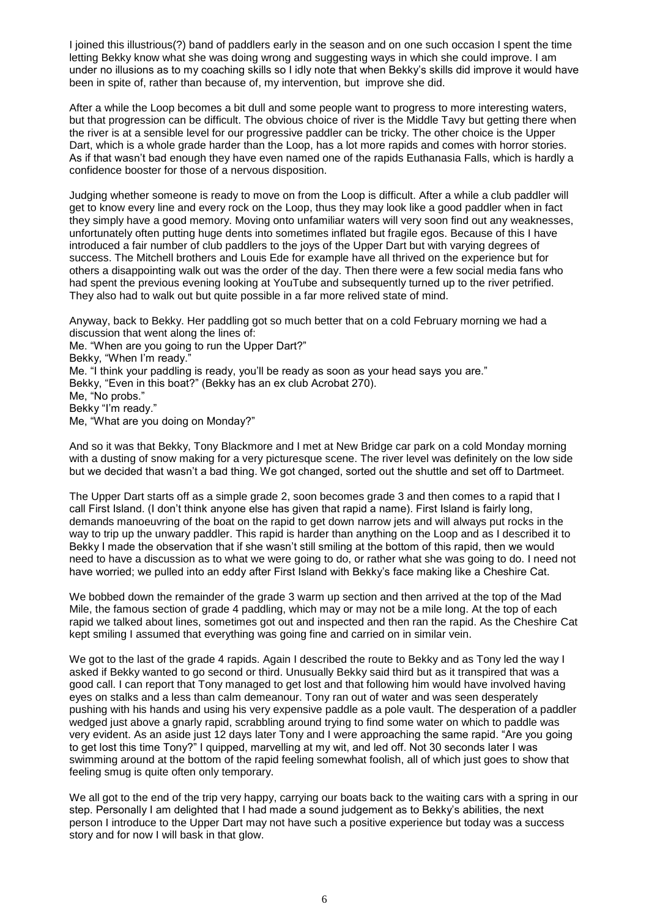I joined this illustrious(?) band of paddlers early in the season and on one such occasion I spent the time letting Bekky know what she was doing wrong and suggesting ways in which she could improve. I am under no illusions as to my coaching skills so I idly note that when Bekky's skills did improve it would have been in spite of, rather than because of, my intervention, but improve she did.

After a while the Loop becomes a bit dull and some people want to progress to more interesting waters, but that progression can be difficult. The obvious choice of river is the Middle Tavy but getting there when the river is at a sensible level for our progressive paddler can be tricky. The other choice is the Upper Dart, which is a whole grade harder than the Loop, has a lot more rapids and comes with horror stories. As if that wasn't bad enough they have even named one of the rapids Euthanasia Falls, which is hardly a confidence booster for those of a nervous disposition.

Judging whether someone is ready to move on from the Loop is difficult. After a while a club paddler will get to know every line and every rock on the Loop, thus they may look like a good paddler when in fact they simply have a good memory. Moving onto unfamiliar waters will very soon find out any weaknesses, unfortunately often putting huge dents into sometimes inflated but fragile egos. Because of this I have introduced a fair number of club paddlers to the joys of the Upper Dart but with varying degrees of success. The Mitchell brothers and Louis Ede for example have all thrived on the experience but for others a disappointing walk out was the order of the day. Then there were a few social media fans who had spent the previous evening looking at YouTube and subsequently turned up to the river petrified. They also had to walk out but quite possible in a far more relived state of mind.

Anyway, back to Bekky. Her paddling got so much better that on a cold February morning we had a discussion that went along the lines of:
Me. "When are you going to run the Upper Dart?"
Bekky, "When I'm ready."
Me. "I think your paddling is ready, you'll be ready as soon as your head says you are."
Bekky, "Even in this boat?" (Bekky has an ex club Acrobat 270).
Me, "No probs."
Bekky "I'm ready."
Me, "What are you doing on Monday?"

And so it was that Bekky, Tony Blackmore and I met at New Bridge car park on a cold Monday morning with a dusting of snow making for a very picturesque scene. The river level was definitely on the low side but we decided that wasn't a bad thing. We got changed, sorted out the shuttle and set off to Dartmeet.

The Upper Dart starts off as a simple grade 2, soon becomes grade 3 and then comes to a rapid that I call First Island. (I don't think anyone else has given that rapid a name). First Island is fairly long, demands manoeuvring of the boat on the rapid to get down narrow jets and will always put rocks in the way to trip up the unwary paddler. This rapid is harder than anything on the Loop and as I described it to Bekky I made the observation that if she wasn't still smiling at the bottom of this rapid, then we would need to have a discussion as to what we were going to do, or rather what she was going to do. I need not have worried; we pulled into an eddy after First Island with Bekky's face making like a Cheshire Cat.

We bobbed down the remainder of the grade 3 warm up section and then arrived at the top of the Mad Mile, the famous section of grade 4 paddling, which may or may not be a mile long. At the top of each rapid we talked about lines, sometimes got out and inspected and then ran the rapid. As the Cheshire Cat kept smiling I assumed that everything was going fine and carried on in similar vein.

We got to the last of the grade 4 rapids. Again I described the route to Bekky and as Tony led the way I asked if Bekky wanted to go second or third. Unusually Bekky said third but as it transpired that was a good call. I can report that Tony managed to get lost and that following him would have involved having eyes on stalks and a less than calm demeanour. Tony ran out of water and was seen desperately pushing with his hands and using his very expensive paddle as a pole vault. The desperation of a paddler wedged just above a gnarly rapid, scrabbling around trying to find some water on which to paddle was very evident. As an aside just 12 days later Tony and I were approaching the same rapid. "Are you going to get lost this time Tony?" I quipped, marvelling at my wit, and led off. Not 30 seconds later I was swimming around at the bottom of the rapid feeling somewhat foolish, all of which just goes to show that feeling smug is quite often only temporary.

We all got to the end of the trip very happy, carrying our boats back to the waiting cars with a spring in our step. Personally I am delighted that I had made a sound judgement as to Bekky's abilities, the next person I introduce to the Upper Dart may not have such a positive experience but today was a success story and for now I will bask in that glow.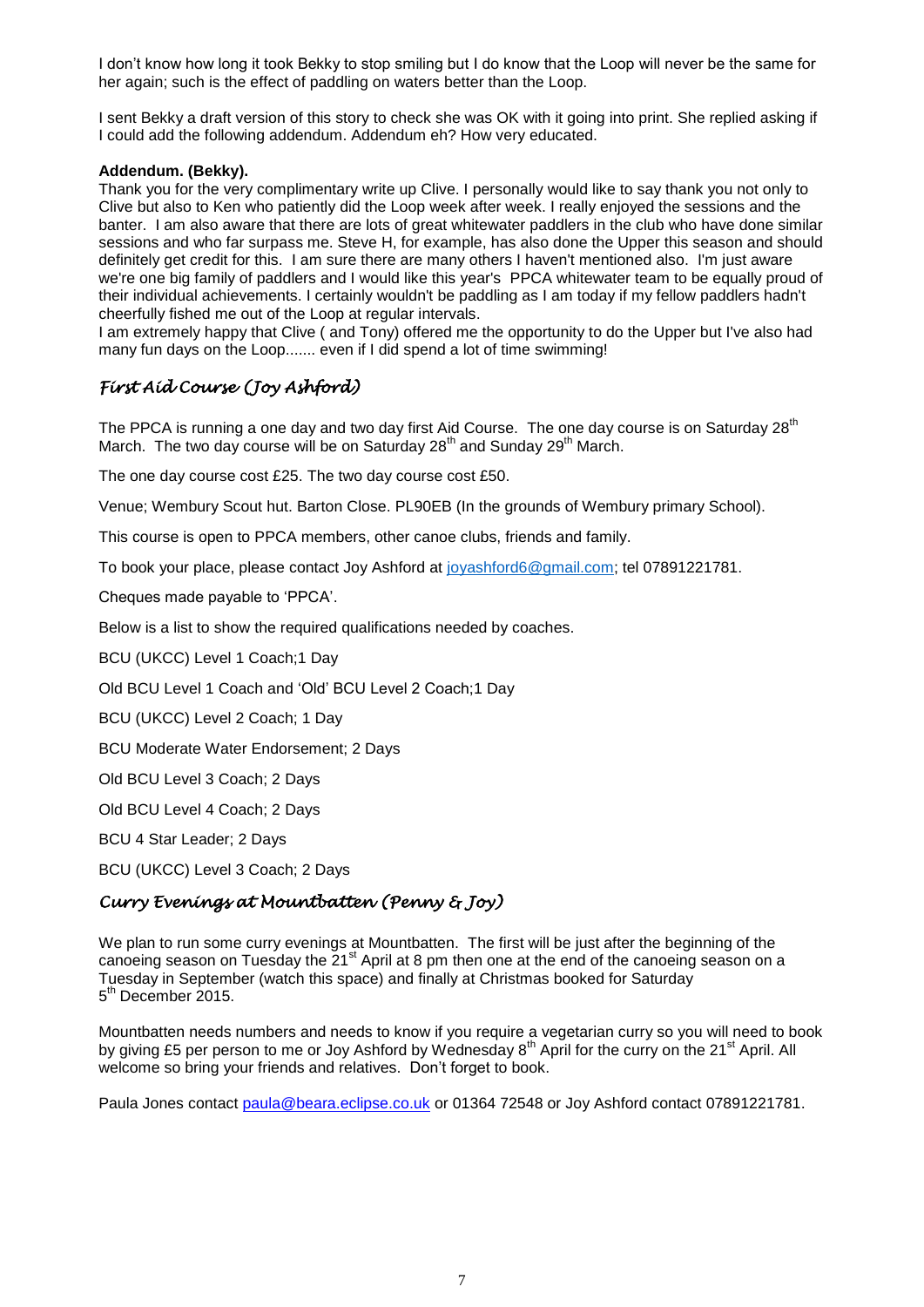I don't know how long it took Bekky to stop smiling but I do know that the Loop will never be the same for her again; such is the effect of paddling on waters better than the Loop.

I sent Bekky a draft version of this story to check she was OK with it going into print. She replied asking if I could add the following addendum. Addendum eh? How very educated.

**Addendum. (Bekky).**

Thank you for the very complimentary write up Clive. I personally would like to say thank you not only to Clive but also to Ken who patiently did the Loop week after week. I really enjoyed the sessions and the banter. I am also aware that there are lots of great whitewater paddlers in the club who have done similar sessions and who far surpass me. Steve H, for example, has also done the Upper this season and should definitely get credit for this. I am sure there are many others I haven't mentioned also. I'm just aware we're one big family of paddlers and I would like this year's PPCA whitewater team to be equally proud of their individual achievements. I certainly wouldn't be paddling as I am today if my fellow paddlers hadn't cheerfully fished me out of the Loop at regular intervals.

I am extremely happy that Clive ( and Tony) offered me the opportunity to do the Upper but I've also had many fun days on the Loop....... even if I did spend a lot of time swimming!

## *First Aid Course (Joy Ashford)*

The PPCA is running a one day and two day first Aid Course. The one day course is on Saturday 28th March. The two day course will be on Saturday 28th and Sunday 29th March.

The one day course cost £25. The two day course cost £50.

Venue; Wembury Scout hut. Barton Close. PL90EB (In the grounds of Wembury primary School).

This course is open to PPCA members, other canoe clubs, friends and family.

To book your place, please contact Joy Ashford at joyashford6@gmail.com; tel 07891221781.

Cheques made payable to 'PPCA'.

Below is a list to show the required qualifications needed by coaches.

BCU (UKCC) Level 1 Coach;1 Day

Old BCU Level 1 Coach and 'Old' BCU Level 2 Coach;1 Day

BCU (UKCC) Level 2 Coach; 1 Day

BCU Moderate Water Endorsement; 2 Days

Old BCU Level 3 Coach; 2 Days

Old BCU Level 4 Coach; 2 Days

BCU 4 Star Leader; 2 Days

BCU (UKCC) Level 3 Coach; 2 Days

## *Curry Evenings at Mountbatten (Penny & Joy)*

We plan to run some curry evenings at Mountbatten. The first will be just after the beginning of the canoeing season on Tuesday the 21st April at 8 pm then one at the end of the canoeing season on a Tuesday in September (watch this space) and finally at Christmas booked for Saturday 5th December 2015.

Mountbatten needs numbers and needs to know if you require a vegetarian curry so you will need to book by giving £5 per person to me or Joy Ashford by Wednesday 8th April for the curry on the 21st April. All welcome so bring your friends and relatives. Don't forget to book.

Paula Jones contact paula@beara.eclipse.co.uk or 01364 72548 or Joy Ashford contact 07891221781.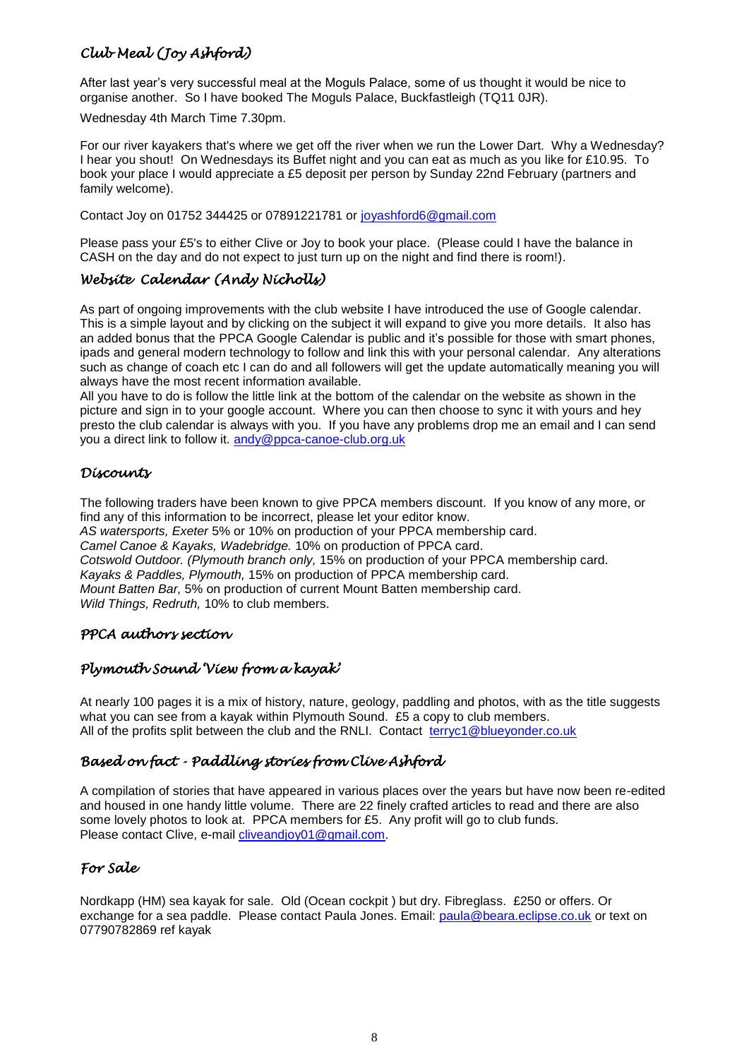## *Club Meal (Joy Ashford)*

After last year's very successful meal at the Moguls Palace, some of us thought it would be nice to organise another. So I have booked The Moguls Palace, Buckfastleigh (TQ11 0JR).

Wednesday 4th March Time 7.30pm.

For our river kayakers that's where we get off the river when we run the Lower Dart. Why a Wednesday? I hear you shout! On Wednesdays its Buffet night and you can eat as much as you like for £10.95. To book your place I would appreciate a £5 deposit per person by Sunday 22nd February (partners and family welcome).

Contact Joy on 01752 344425 or 07891221781 or joyashford6@gmail.com

Please pass your £5's to either Clive or Joy to book your place. (Please could I have the balance in CASH on the day and do not expect to just turn up on the night and find there is room!).

## *Website Calendar (Andy Nicholls)*

As part of ongoing improvements with the club website I have introduced the use of Google calendar. This is a simple layout and by clicking on the subject it will expand to give you more details. It also has an added bonus that the PPCA Google Calendar is public and it's possible for those with smart phones, ipads and general modern technology to follow and link this with your personal calendar. Any alterations such as change of coach etc I can do and all followers will get the update automatically meaning you will always have the most recent information available.

All you have to do is follow the little link at the bottom of the calendar on the website as shown in the picture and sign in to your google account. Where you can then choose to sync it with yours and hey presto the club calendar is always with you. If you have any problems drop me an email and I can send you a direct link to follow it. andy@ppca-canoe-club.org.uk

## *Discounts*

The following traders have been known to give PPCA members discount. If you know of any more, or find any of this information to be incorrect, please let your editor know.

*AS watersports, Exeter* 5% or 10% on production of your PPCA membership card.
*Camel Canoe & Kayaks, Wadebridge.* 10% on production of PPCA card.
*Cotswold Outdoor. (Plymouth branch only,* 15% on production of your PPCA membership card.
*Kayaks & Paddles, Plymouth,* 15% on production of PPCA membership card.
*Mount Batten Bar,* 5% on production of current Mount Batten membership card.
*Wild Things, Redruth,* 10% to club members.

## *PPCA authors section*

### *Plymouth Sound 'View from a kayak'*

At nearly 100 pages it is a mix of history, nature, geology, paddling and photos, with as the title suggests what you can see from a kayak within Plymouth Sound. £5 a copy to club members.
All of the profits split between the club and the RNLI. Contact terryc1@blueyonder.co.uk

### *Based on fact - Paddling stories from Clive Ashford*

A compilation of stories that have appeared in various places over the years but have now been re-edited and housed in one handy little volume. There are 22 finely crafted articles to read and there are also some lovely photos to look at. PPCA members for £5. Any profit will go to club funds.
Please contact Clive, e-mail cliveandjoy01@gmail.com.

## *For Sale*

Nordkapp (HM) sea kayak for sale. Old (Ocean cockpit ) but dry. Fibreglass. £250 or offers. Or exchange for a sea paddle. Please contact Paula Jones. Email: paula@beara.eclipse.co.uk or text on 07790782869 ref kayak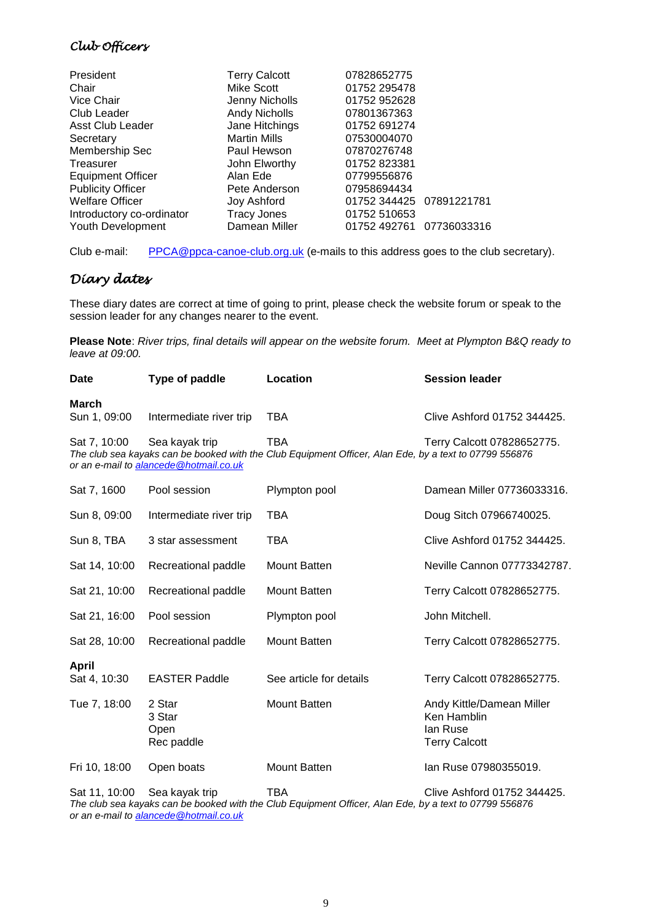## *Club Officers*

| | | | |
|---|---|---|---|
| President | Terry Calcott | 07828652775 | |
| Chair | Mike Scott | 01752 295478 | |
| Vice Chair | Jenny Nicholls | 01752 952628 | |
| Club Leader | Andy Nicholls | 07801367363 | |
| Asst Club Leader | Jane Hitchings | 01752 691274 | |
| Secretary | Martin Mills | 07530004070 | |
| Membership Sec | Paul Hewson | 07870276748 | |
| Treasurer | John Elworthy | 01752 823381 | |
| Equipment Officer | Alan Ede | 07799556876 | |
| Publicity Officer | Pete Anderson | 07958694434 | |
| Welfare Officer | Joy Ashford | 01752 344425 | 07891221781 |
| Introductory co-ordinator | Tracy Jones | 01752 510653 | |
| Youth Development | Damean Miller | 01752 492761 | 07736033316 |

Club e-mail: PPCA@ppca-canoe-club.org.uk (e-mails to this address goes to the club secretary).

## *Diary dates*

These diary dates are correct at time of going to print, please check the website forum or speak to the session leader for any changes nearer to the event.

**Please Note**: *River trips, final details will appear on the website forum. Meet at Plympton B&Q ready to leave at 09:00.*

| Date | Type of paddle | Location | Session leader |
|---|---|---|---|
| **March** | | | |
| Sun 1, 09:00 | Intermediate river trip | TBA | Clive Ashford 01752 344425. |
| Sat 7, 10:00 | Sea kayak trip | TBA | Terry Calcott 07828652775. |
| *The club sea kayaks can be booked with the Club Equipment Officer, Alan Ede, by a text to 07799 556876 or an e-mail to alancede@hotmail.co.uk* | | | |
| Sat 7, 1600 | Pool session | Plympton pool | Damean Miller 07736033316. |
| Sun 8, 09:00 | Intermediate river trip | TBA | Doug Sitch 07966740025. |
| Sun 8, TBA | 3 star assessment | TBA | Clive Ashford 01752 344425. |
| Sat 14, 10:00 | Recreational paddle | Mount Batten | Neville Cannon 07773342787. |
| Sat 21, 10:00 | Recreational paddle | Mount Batten | Terry Calcott 07828652775. |
| Sat 21, 16:00 | Pool session | Plympton pool | John Mitchell. |
| Sat 28, 10:00 | Recreational paddle | Mount Batten | Terry Calcott 07828652775. |
| **April** | | | |
| Sat 4, 10:30 | EASTER Paddle | See article for details | Terry Calcott 07828652775. |
| Tue 7, 18:00 | 2 Star<br>3 Star<br>Open<br>Rec paddle | Mount Batten | Andy Kittle/Damean Miller<br>Ken Hamblin<br>Ian Ruse<br>Terry Calcott |
| Fri 10, 18:00 | Open boats | Mount Batten | Ian Ruse 07980355019. |
| Sat 11, 10:00 | Sea kayak trip | TBA | Clive Ashford 01752 344425. |
| *The club sea kayaks can be booked with the Club Equipment Officer, Alan Ede, by a text to 07799 556876 or an e-mail to alancede@hotmail.co.uk* | | | |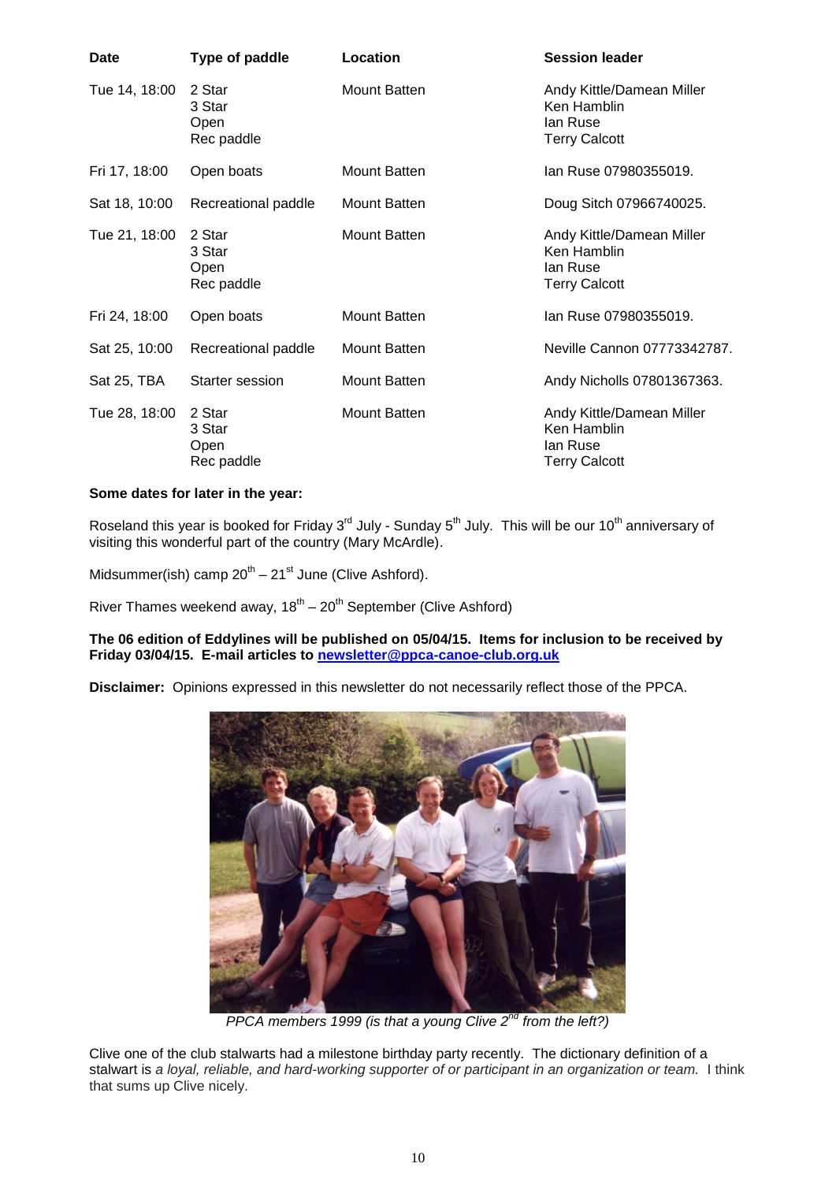| Date | Type of paddle | Location | Session leader |
|---|---|---|---|
| Tue 14, 18:00 | 2 Star<br>3 Star<br>Open<br>Rec paddle | Mount Batten | Andy Kittle/Damean Miller<br>Ken Hamblin<br>Ian Ruse<br>Terry Calcott |
| Fri 17, 18:00 | Open boats | Mount Batten | Ian Ruse 07980355019. |
| Sat 18, 10:00 | Recreational paddle | Mount Batten | Doug Sitch 07966740025. |
| Tue 21, 18:00 | 2 Star<br>3 Star<br>Open<br>Rec paddle | Mount Batten | Andy Kittle/Damean Miller<br>Ken Hamblin<br>Ian Ruse<br>Terry Calcott |
| Fri 24, 18:00 | Open boats | Mount Batten | Ian Ruse 07980355019. |
| Sat 25, 10:00 | Recreational paddle | Mount Batten | Neville Cannon 07773342787. |
| Sat 25, TBA | Starter session | Mount Batten | Andy Nicholls 07801367363. |
| Tue 28, 18:00 | 2 Star<br>3 Star<br>Open<br>Rec paddle | Mount Batten | Andy Kittle/Damean Miller<br>Ken Hamblin<br>Ian Ruse<br>Terry Calcott |

**Some dates for later in the year:**

Roseland this year is booked for Friday 3rd July - Sunday 5th July. This will be our 10th anniversary of visiting this wonderful part of the country (Mary McArdle).

Midsummer(ish) camp 20th – 21st June (Clive Ashford).

River Thames weekend away, 18th – 20th September (Clive Ashford)

**The 06 edition of Eddylines will be published on 05/04/15. Items for inclusion to be received by Friday 03/04/15. E-mail articles to newsletter@ppca-canoe-club.org.uk**

**Disclaimer:** Opinions expressed in this newsletter do not necessarily reflect those of the PPCA.

*PPCA members 1999 (is that a young Clive 2nd from the left?)*

Clive one of the club stalwarts had a milestone birthday party recently. The dictionary definition of a stalwart is *a loyal, reliable, and hard-working supporter of or participant in an organization or team.* I think that sums up Clive nicely.